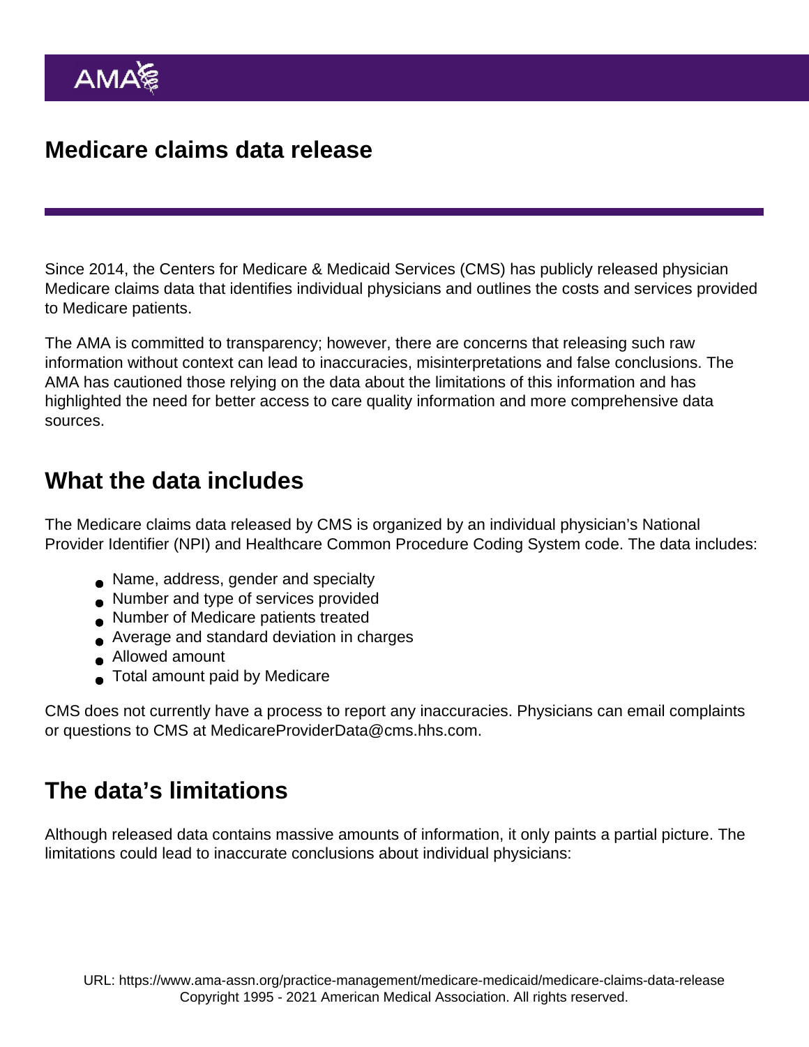# Medicare claims data release

Since 2014, the Centers for Medicare & Medicaid Services (CMS) has publicly released physician Medicare claims data that identifies individual physicians and outlines the costs and services provided to Medicare patients.

The AMA is committed to transparency; however, there are concerns that releasing such raw information without context can lead to inaccuracies, misinterpretations and false conclusions. The AMA has cautioned those relying on the data about the limitations of this information and has highlighted the need for better access to care quality information and more comprehensive data sources.

## What the data includes

The Medicare claims data released by CMS is organized by an individual physician's National Provider Identifier (NPI) and Healthcare Common Procedure Coding System code. The data includes:

- Name, address, gender and specialty
- Number and type of services provided
- Number of Medicare patients treated
- Average and standard deviation in charges
- Allowed amount
- Total amount paid by Medicare

CMS does not currently have a process to report any inaccuracies. Physicians can email complaints or questions to CMS at MedicareProviderData@cms.hhs.com.

## The data's limitations

Although released data contains massive amounts of information, it only paints a partial picture. The limitations could lead to inaccurate conclusions about individual physicians: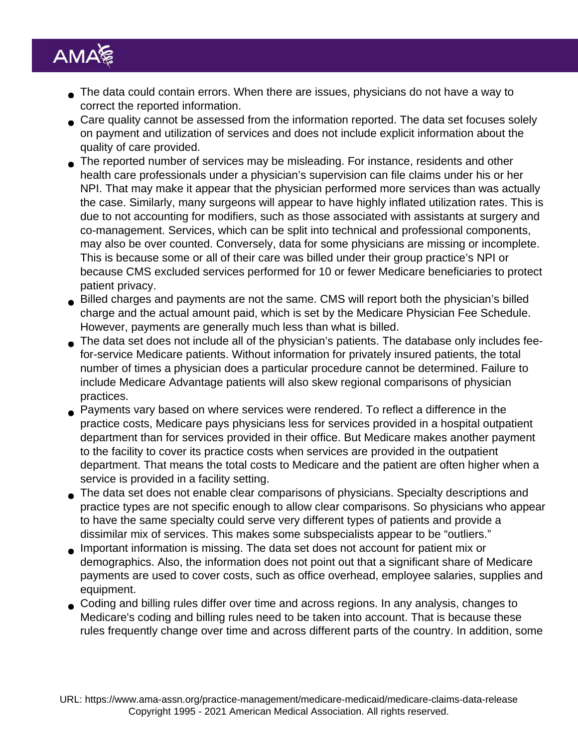- The data could contain errors. When there are issues, physicians do not have a way to correct the reported information.
- Care quality cannot be assessed from the information reported. The data set focuses solely on payment and utilization of services and does not include explicit information about the quality of care provided.
- The reported number of services may be misleading. For instance, residents and other health care professionals under a physician's supervision can file claims under his or her NPI. That may make it appear that the physician performed more services than was actually the case. Similarly, many surgeons will appear to have highly inflated utilization rates. This is due to not accounting for modifiers, such as those associated with assistants at surgery and co-management. Services, which can be split into technical and professional components, may also be over counted. Conversely, data for some physicians are missing or incomplete. This is because some or all of their care was billed under their group practice's NPI or because CMS excluded services performed for 10 or fewer Medicare beneficiaries to protect patient privacy.
- Billed charges and payments are not the same. CMS will report both the physician's billed charge and the actual amount paid, which is set by the Medicare Physician Fee Schedule. However, payments are generally much less than what is billed.
- The data set does not include all of the physician's patients. The database only includes fee-for-service Medicare patients. Without information for privately insured patients, the total number of times a physician does a particular procedure cannot be determined. Failure to include Medicare Advantage patients will also skew regional comparisons of physician practices.
- Payments vary based on where services were rendered. To reflect a difference in the practice costs, Medicare pays physicians less for services provided in a hospital outpatient department than for services provided in their office. But Medicare makes another payment to the facility to cover its practice costs when services are provided in the outpatient department. That means the total costs to Medicare and the patient are often higher when a service is provided in a facility setting.
- The data set does not enable clear comparisons of physicians. Specialty descriptions and practice types are not specific enough to allow clear comparisons. So physicians who appear to have the same specialty could serve very different types of patients and provide a dissimilar mix of services. This makes some subspecialists appear to be "outliers."
- Important information is missing. The data set does not account for patient mix or demographics. Also, the information does not point out that a significant share of Medicare payments are used to cover costs, such as office overhead, employee salaries, supplies and equipment.
- Coding and billing rules differ over time and across regions. In any analysis, changes to Medicare's coding and billing rules need to be taken into account. That is because these rules frequently change over time and across different parts of the country. In addition, some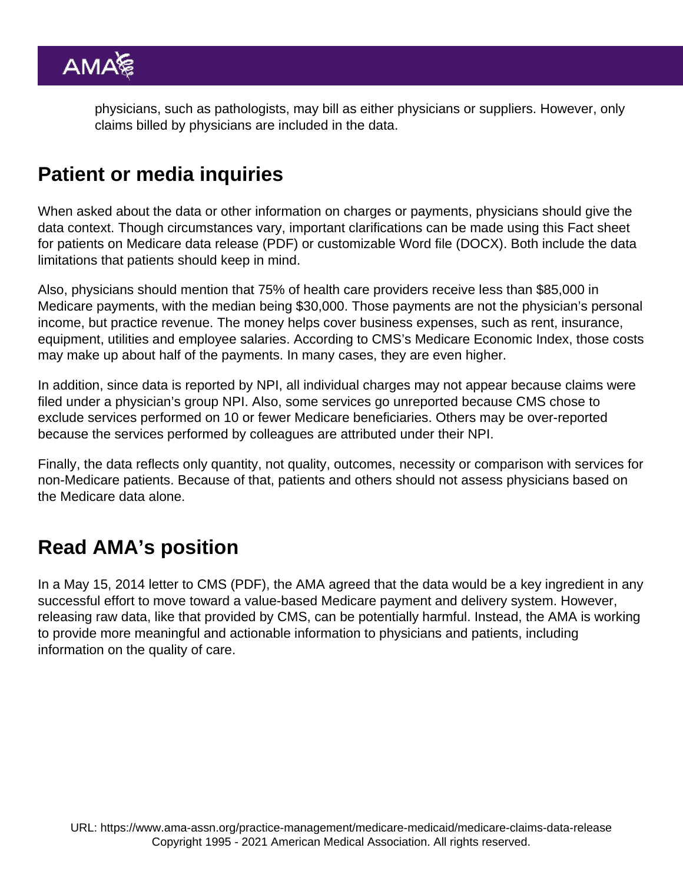physicians, such as pathologists, may bill as either physicians or suppliers. However, only claims billed by physicians are included in the data.

## Patient or media inquiries

When asked about the data or other information on charges or payments, physicians should give the data context. Though circumstances vary, important clarifications can be made using this Fact sheet for patients on Medicare data release (PDF) or customizable Word file (DOCX). Both include the data limitations that patients should keep in mind.

Also, physicians should mention that 75% of health care providers receive less than $85,000 in Medicare payments, with the median being $30,000. Those payments are not the physician's personal income, but practice revenue. The money helps cover business expenses, such as rent, insurance, equipment, utilities and employee salaries. According to CMS's Medicare Economic Index, those costs may make up about half of the payments. In many cases, they are even higher.

In addition, since data is reported by NPI, all individual charges may not appear because claims were filed under a physician's group NPI. Also, some services go unreported because CMS chose to exclude services performed on 10 or fewer Medicare beneficiaries. Others may be over-reported because the services performed by colleagues are attributed under their NPI.

Finally, the data reflects only quantity, not quality, outcomes, necessity or comparison with services for non-Medicare patients. Because of that, patients and others should not assess physicians based on the Medicare data alone.

## Read AMA's position

In a May 15, 2014 letter to CMS (PDF), the AMA agreed that the data would be a key ingredient in any successful effort to move toward a value-based Medicare payment and delivery system. However, releasing raw data, like that provided by CMS, can be potentially harmful. Instead, the AMA is working to provide more meaningful and actionable information to physicians and patients, including information on the quality of care.